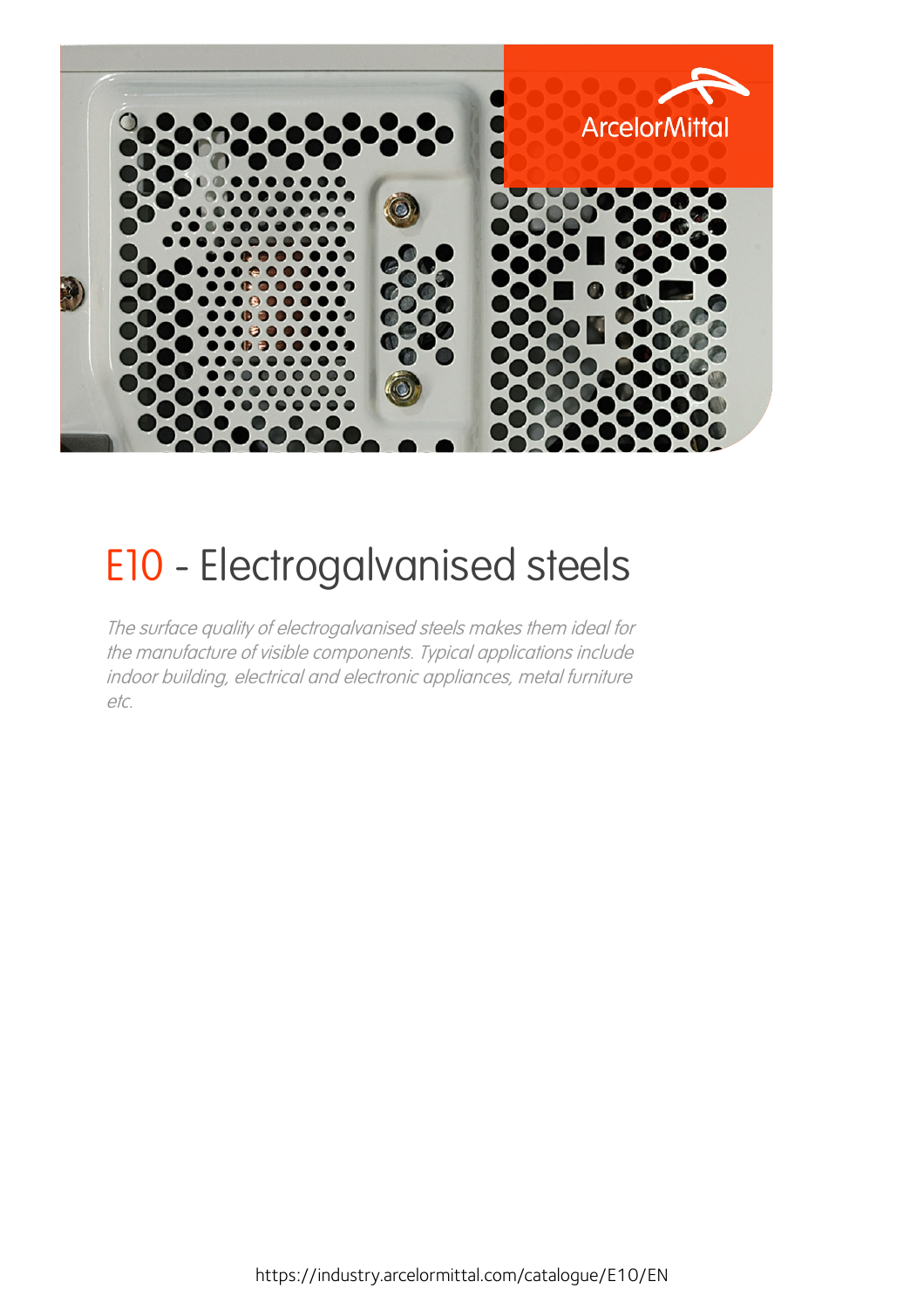# E10 - Electrogalvanised steels

*The surface quality of electrogalvanised steels makes them ideal for the manufacture of visible components. Typical applications include indoor building, electrical and electronic appliances, metal furniture etc.*

https://industry.arcelormittal.com/catalogue/E10/EN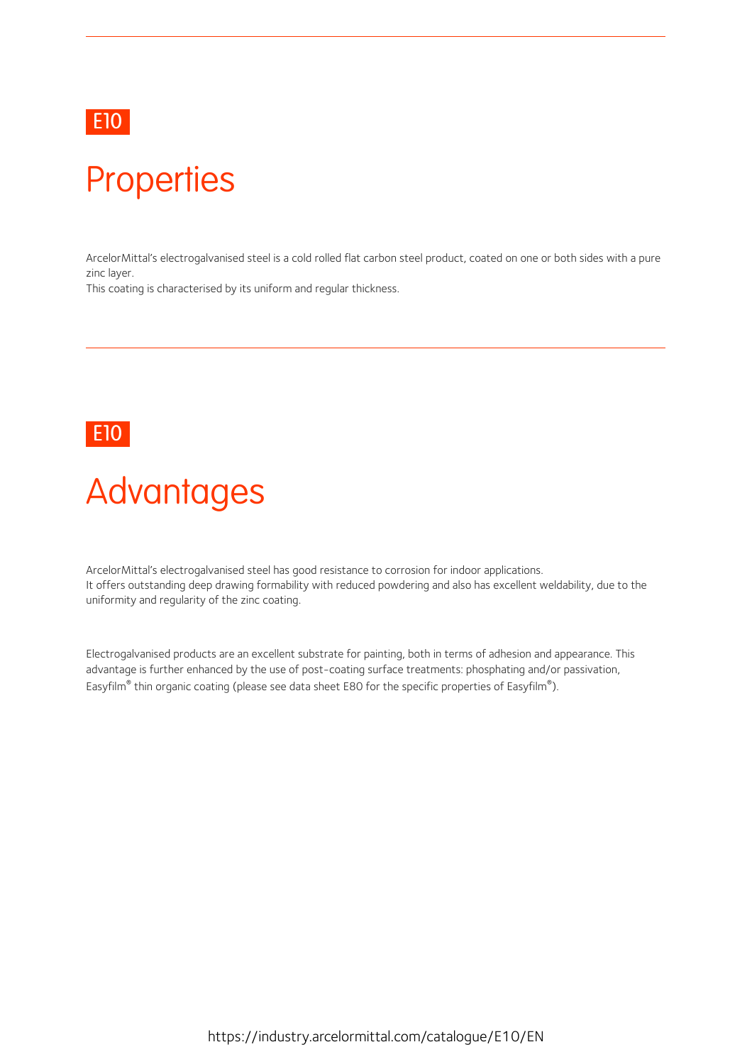E10

# Properties

ArcelorMittal's electrogalvanised steel is a cold rolled flat carbon steel product, coated on one or both sides with a pure zinc layer.
This coating is characterised by its uniform and regular thickness.

E10

# Advantages

ArcelorMittal's electrogalvanised steel has good resistance to corrosion for indoor applications.
It offers outstanding deep drawing formability with reduced powdering and also has excellent weldability, due to the uniformity and regularity of the zinc coating.

Electrogalvanised products are an excellent substrate for painting, both in terms of adhesion and appearance. This advantage is further enhanced by the use of post-coating surface treatments: phosphating and/or passivation, Easyfilm® thin organic coating (please see data sheet E80 for the specific properties of Easyfilm®).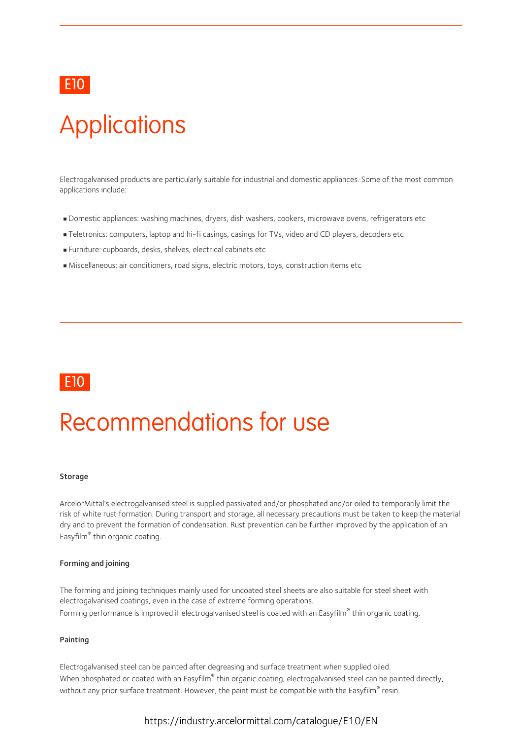E10

# Applications

Electrogalvanised products are particularly suitable for industrial and domestic appliances. Some of the most common applications include:

- Domestic appliances: washing machines, dryers, dish washers, cookers, microwave ovens, refrigerators etc
- Teletronics: computers, laptop and hi-fi casings, casings for TVs, video and CD players, decoders etc
- Furniture: cupboards, desks, shelves, electrical cabinets etc
- Miscellaneous: air conditioners, road signs, electric motors, toys, construction items etc

E10

# Recommendations for use

**Storage**

ArcelorMittal's electrogalvanised steel is supplied passivated and/or phosphated and/or oiled to temporarily limit the risk of white rust formation. During transport and storage, all necessary precautions must be taken to keep the material dry and to prevent the formation of condensation. Rust prevention can be further improved by the application of an Easyfilm® thin organic coating.

**Forming and joining**

The forming and joining techniques mainly used for uncoated steel sheets are also suitable for steel sheet with electrogalvanised coatings, even in the case of extreme forming operations.
Forming performance is improved if electrogalvanised steel is coated with an Easyfilm® thin organic coating.

**Painting**

Electrogalvanised steel can be painted after degreasing and surface treatment when supplied oiled.
When phosphated or coated with an Easyfilm® thin organic coating, electrogalvanised steel can be painted directly, without any prior surface treatment. However, the paint must be compatible with the Easyfilm® resin.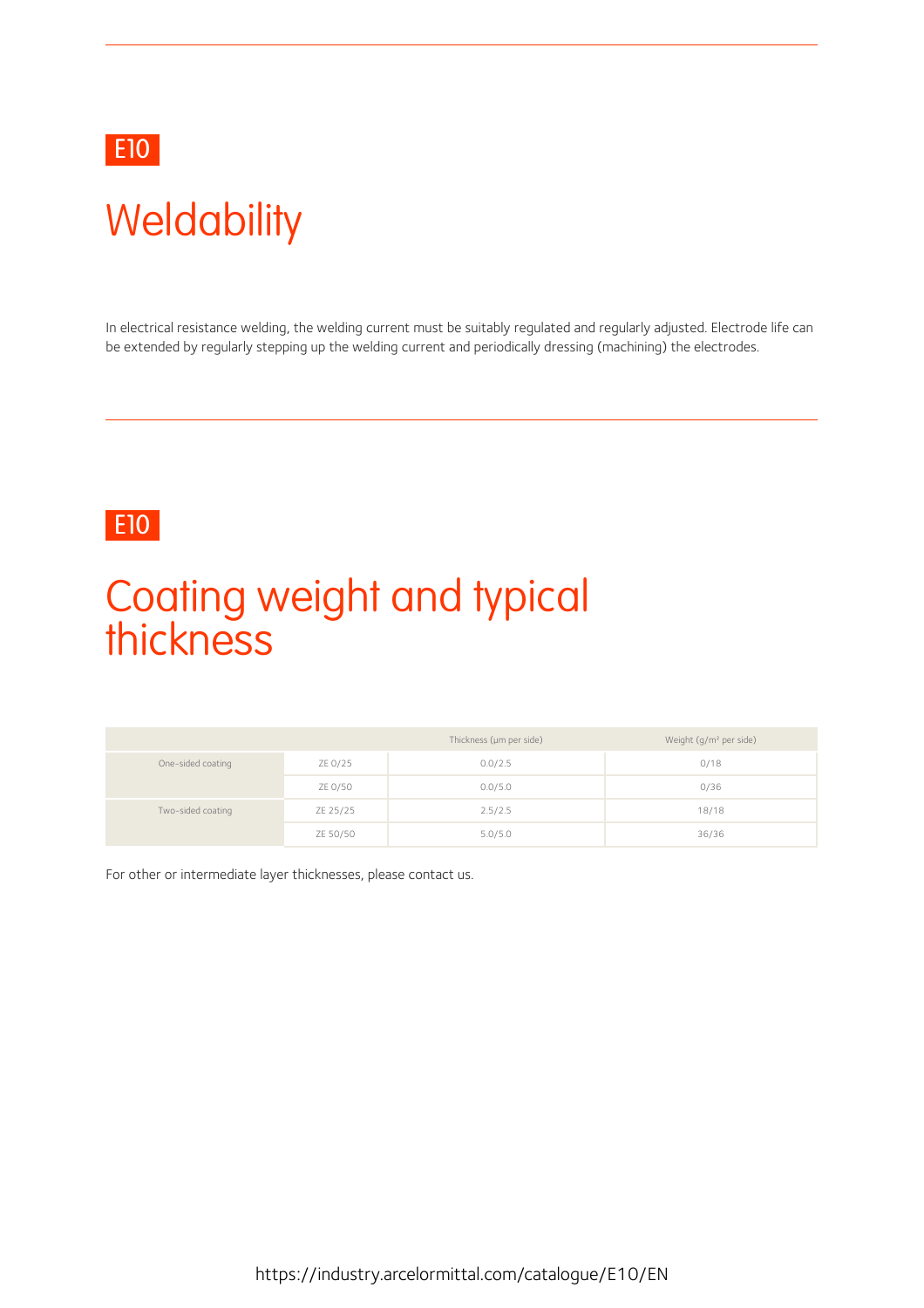E10

# Weldability

In electrical resistance welding, the welding current must be suitably regulated and regularly adjusted. Electrode life can be extended by regularly stepping up the welding current and periodically dressing (machining) the electrodes.

E10

# Coating weight and typical thickness

| | | Thickness (µm per side) | Weight (g/m² per side) |
|---|---|---|---|
| One-sided coating | ZE 0/25 | 0.0/2.5 | 0/18 |
| | ZE 0/50 | 0.0/5.0 | 0/36 |
| Two-sided coating | ZE 25/25 | 2.5/2.5 | 18/18 |
| | ZE 50/50 | 5.0/5.0 | 36/36 |

For other or intermediate layer thicknesses, please contact us.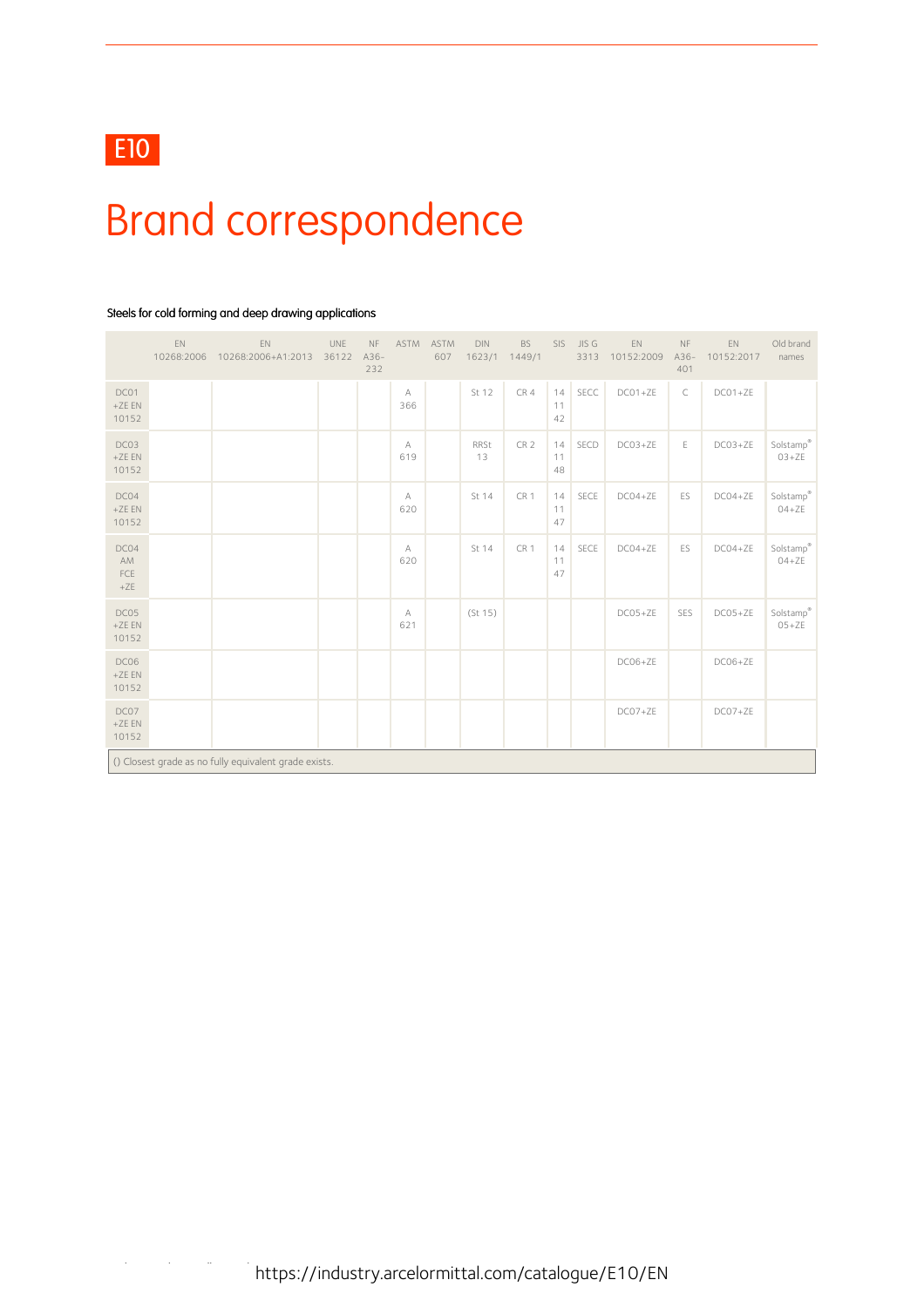E10

# Brand correspondence

Steels for cold forming and deep drawing applications

| | EN 10268:2006 | EN 10268:2006+A1:2013 | UNE 36122 | NF A36-232 | ASTM | ASTM 607 | DIN 1623/1 | BS 1449/1 | SIS | JIS G 3313 | EN 10152:2009 | NF A36-401 | EN 10152:2017 | Old brand names |
|---|---|---|---|---|---|---|---|---|---|---|---|---|---|---|
| DC01 +ZE EN 10152 | | | | | A 366 | | St 12 | CR 4 | 14 11 42 | SECC | DC01+ZE | C | DC01+ZE | |
| DC03 +ZE EN 10152 | | | | | A 619 | | RRSt 13 | CR 2 | 14 11 48 | SECD | DC03+ZE | E | DC03+ZE | Solstamp® 03+ZE |
| DC04 +ZE EN 10152 | | | | | A 620 | | St 14 | CR 1 | 14 11 47 | SECE | DC04+ZE | ES | DC04+ZE | Solstamp® 04+ZE |
| DC04 AM FCE +ZE | | | | | A 620 | | St 14 | CR 1 | 14 11 47 | SECE | DC04+ZE | ES | DC04+ZE | Solstamp® 04+ZE |
| DC05 +ZE EN 10152 | | | | | A 621 | | (St 15) | | | | DC05+ZE | SES | DC05+ZE | Solstamp® 05+ZE |
| DC06 +ZE EN 10152 | | | | | | | | | | | DC06+ZE | | DC06+ZE | |
| DC07 +ZE EN 10152 | | | | | | | | | | | DC07+ZE | | DC07+ZE | |

() Closest grade as no fully equivalent grade exists.

https://industry.arcelormittal.com/catalogue/E10/EN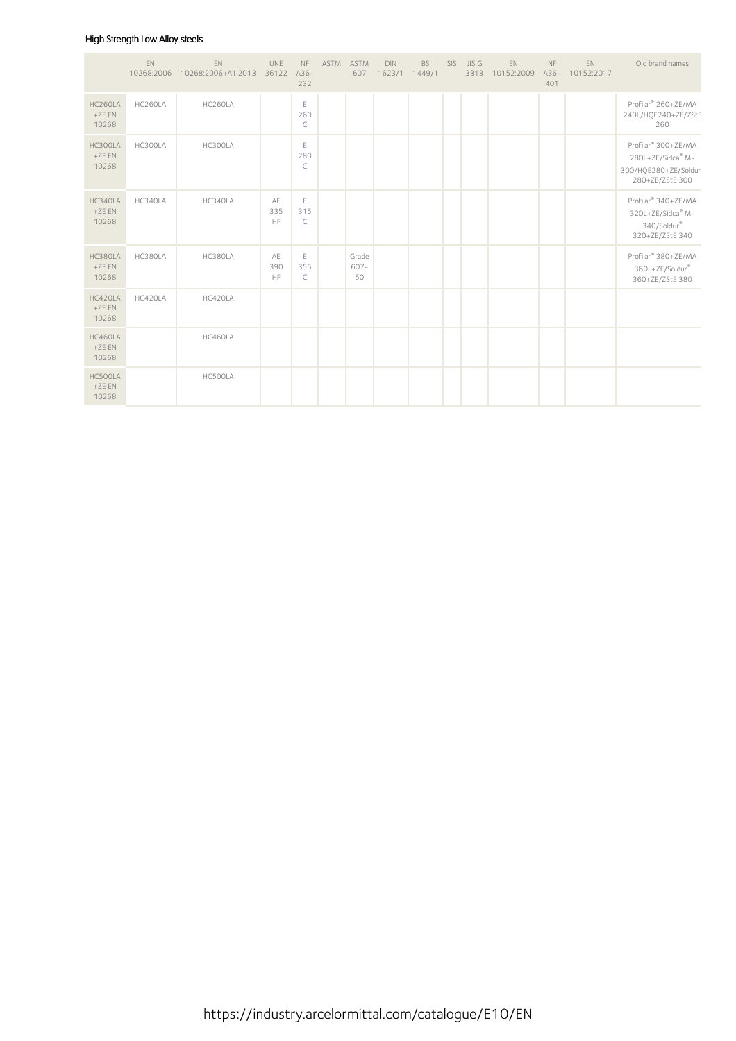High Strength Low Alloy steels

| | EN 10268:2006 | EN 10268:2006+A1:2013 | UNE 36122 | NF A36-232 | ASTM | ASTM 607 | DIN 1623/1 | BS 1449/1 | SIS | JIS G 3313 | EN 10152:2009 | NF A36-401 | EN 10152:2017 | Old brand names |
|---|---|---|---|---|---|---|---|---|---|---|---|---|---|---|
| HC260LA +ZE EN 10268 | HC260LA | HC260LA | | E 260 C | | | | | | | | | | Profilar® 260+ZE/MA 240L/HQE240+ZE/ZStE 260 |
| HC300LA +ZE EN 10268 | HC300LA | HC300LA | | E 280 C | | | | | | | | | | Profilar® 300+ZE/MA 280L+ZE/Sidca® M-300/HQE280+ZE/Soldur 280+ZE/ZStE 300 |
| HC340LA +ZE EN 10268 | HC340LA | HC340LA | AE 335 HF | E 315 C | | | | | | | | | | Profilar® 340+ZE/MA 320L+ZE/Sidca® M-340/Soldur® 320+ZE/ZStE 340 |
| HC380LA +ZE EN 10268 | HC380LA | HC380LA | AE 390 HF | E 355 C | | Grade 607-50 | | | | | | | | Profilar® 380+ZE/MA 360L+ZE/Soldur® 360+ZE/ZStE 380 |
| HC420LA +ZE EN 10268 | HC420LA | HC420LA | | | | | | | | | | | | |
| HC460LA +ZE EN 10268 | | HC460LA | | | | | | | | | | | | |
| HC500LA +ZE EN 10268 | | HC500LA | | | | | | | | | | | | |

https://industry.arcelormittal.com/catalogue/E10/EN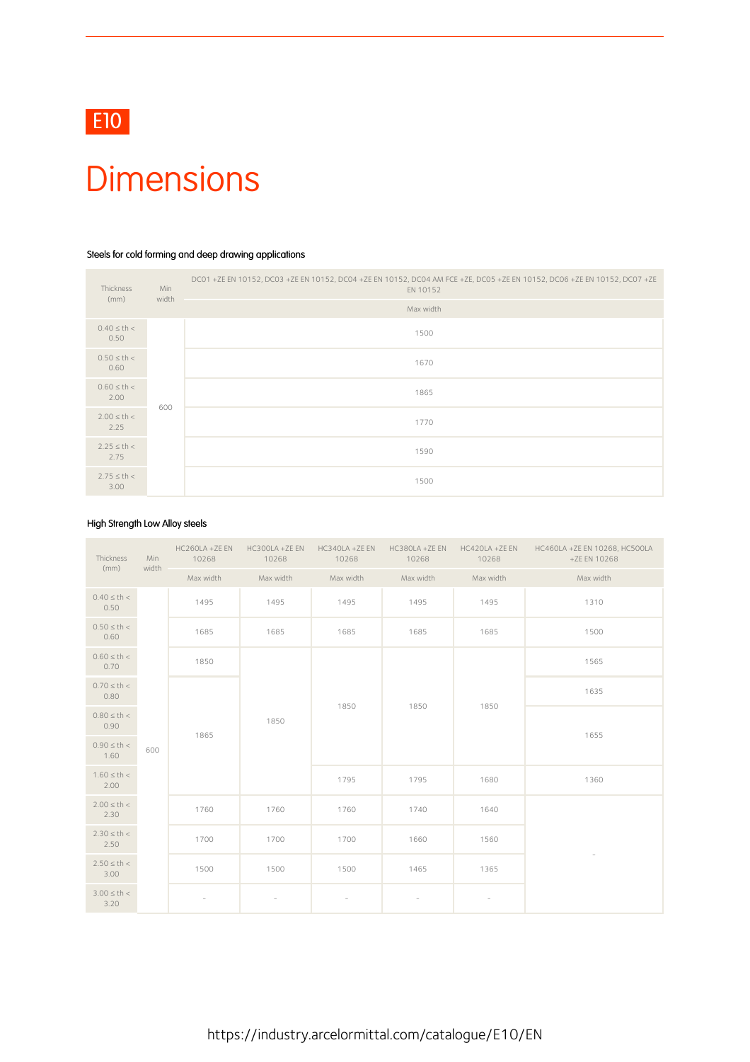E10

# Dimensions

### Steels for cold forming and deep drawing applications

| Thickness (mm) | Min width | DC01 +ZE EN 10152, DC03 +ZE EN 10152, DC04 +ZE EN 10152, DC04 AM FCE +ZE, DC05 +ZE EN 10152, DC06 +ZE EN 10152, DC07 +ZE EN 10152 |
|---|---|---|
| | | Max width |
| 0.40 ≤ th < 0.50 | 600 | 1500 |
| 0.50 ≤ th < 0.60 | 600 | 1670 |
| 0.60 ≤ th < 2.00 | 600 | 1865 |
| 2.00 ≤ th < 2.25 | 600 | 1770 |
| 2.25 ≤ th < 2.75 | 600 | 1590 |
| 2.75 ≤ th < 3.00 | 600 | 1500 |

### High Strength Low Alloy steels

| Thickness (mm) | Min width | HC260LA +ZE EN 10268 | HC300LA +ZE EN 10268 | HC340LA +ZE EN 10268 | HC380LA +ZE EN 10268 | HC420LA +ZE EN 10268 | HC460LA +ZE EN 10268, HC500LA +ZE EN 10268 |
|---|---|---|---|---|---|---|---|
| | | Max width | Max width | Max width | Max width | Max width | Max width |
| 0.40 ≤ th < 0.50 | 600 | 1495 | 1495 | 1495 | 1495 | 1495 | 1310 |
| 0.50 ≤ th < 0.60 | 600 | 1685 | 1685 | 1685 | 1685 | 1685 | 1500 |
| 0.60 ≤ th < 0.70 | 600 | 1850 | 1850 | 1850 | 1850 | 1850 | 1565 |
| 0.70 ≤ th < 0.80 | 600 | 1865 | 1850 | 1850 | 1850 | 1850 | 1635 |
| 0.80 ≤ th < 0.90 | 600 | 1865 | 1850 | 1850 | 1850 | 1850 | 1655 |
| 0.90 ≤ th < 1.60 | 600 | 1865 | 1850 | 1850 | 1850 | 1850 | 1655 |
| 1.60 ≤ th < 2.00 | 600 | 1865 | 1850 | 1795 | 1795 | 1680 | 1360 |
| 2.00 ≤ th < 2.30 | 600 | 1760 | 1760 | 1760 | 1740 | 1640 | - |
| 2.30 ≤ th < 2.50 | 600 | 1700 | 1700 | 1700 | 1660 | 1560 | - |
| 2.50 ≤ th < 3.00 | 600 | 1500 | 1500 | 1500 | 1465 | 1365 | - |
| 3.00 ≤ th < 3.20 | 600 | - | - | - | - | - | - |

https://industry.arcelormittal.com/catalogue/E10/EN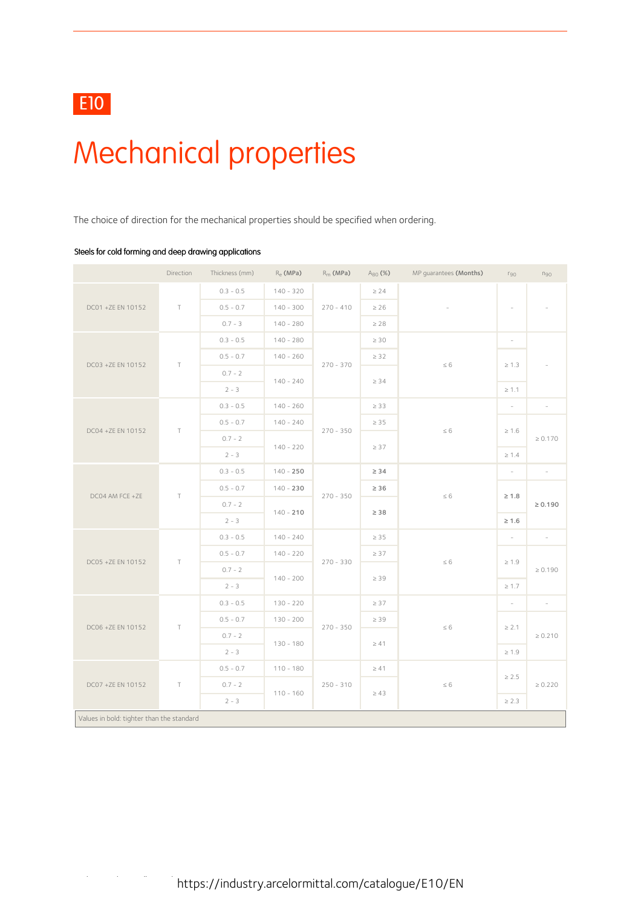E10

# Mechanical properties

The choice of direction for the mechanical properties should be specified when ordering.

### Steels for cold forming and deep drawing applications

| | Direction | Thickness (mm) | $R_e$ **(MPa)** | $R_m$ **(MPa)** | $A_{80}$ **(%)** | MP guarantees **(Months)** | $r_{90}$ | $n_{90}$ |
|---|---|---|---|---|---|---|---|---|
| DC01 +ZE EN 10152 | T | 0.3 - 0.5 | 140 - 320 | 270 - 410 | ≥ 24 | - | - | - |
| | | 0.5 - 0.7 | 140 - 300 | | ≥ 26 | | | |
| | | 0.7 - 3 | 140 - 280 | | ≥ 28 | | | |
| DC03 +ZE EN 10152 | T | 0.3 - 0.5 | 140 - 280 | 270 - 370 | ≥ 30 | ≤ 6 | - | - |
| | | 0.5 - 0.7 | 140 - 260 | | ≥ 32 | | ≥ 1.3 | |
| | | 0.7 - 2 | 140 - 240 | | ≥ 34 | | | |
| | | 2 - 3 | | | | | ≥ 1.1 | |
| DC04 +ZE EN 10152 | T | 0.3 - 0.5 | 140 - 260 | 270 - 350 | ≥ 33 | ≤ 6 | - | - |
| | | 0.5 - 0.7 | 140 - 240 | | ≥ 35 | | ≥ 1.6 | ≥ 0.170 |
| | | 0.7 - 2 | 140 - 220 | | ≥ 37 | | | |
| | | 2 - 3 | | | | | ≥ 1.4 | |
| DC04 AM FCE +ZE | T | 0.3 - 0.5 | 140 - **250** | 270 - 350 | **≥ 34** | ≤ 6 | - | - |
| | | 0.5 - 0.7 | 140 - **230** | | **≥ 36** | | **≥ 1.8** | **≥ 0.190** |
| | | 0.7 - 2 | 140 - **210** | | **≥ 38** | | | |
| | | 2 - 3 | | | | | **≥ 1.6** | |
| DC05 +ZE EN 10152 | T | 0.3 - 0.5 | 140 - 240 | 270 - 330 | ≥ 35 | ≤ 6 | - | - |
| | | 0.5 - 0.7 | 140 - 220 | | ≥ 37 | | ≥ 1.9 | ≥ 0.190 |
| | | 0.7 - 2 | 140 - 200 | | ≥ 39 | | | |
| | | 2 - 3 | | | | | ≥ 1.7 | |
| DC06 +ZE EN 10152 | T | 0.3 - 0.5 | 130 - 220 | 270 - 350 | ≥ 37 | ≤ 6 | - | - |
| | | 0.5 - 0.7 | 130 - 200 | | ≥ 39 | | ≥ 2.1 | ≥ 0.210 |
| | | 0.7 - 2 | 130 - 180 | | ≥ 41 | | | |
| | | 2 - 3 | | | | | ≥ 1.9 | |
| DC07 +ZE EN 10152 | T | 0.5 - 0.7 | 110 - 180 | 250 - 310 | ≥ 41 | ≤ 6 | ≥ 2.5 | ≥ 0.220 |
| | | 0.7 - 2 | 110 - 160 | | ≥ 43 | | | |
| | | 2 - 3 | | | | | ≥ 2.3 | |

Values in bold: tighter than the standard

https://industry.arcelormittal.com/catalogue/E10/EN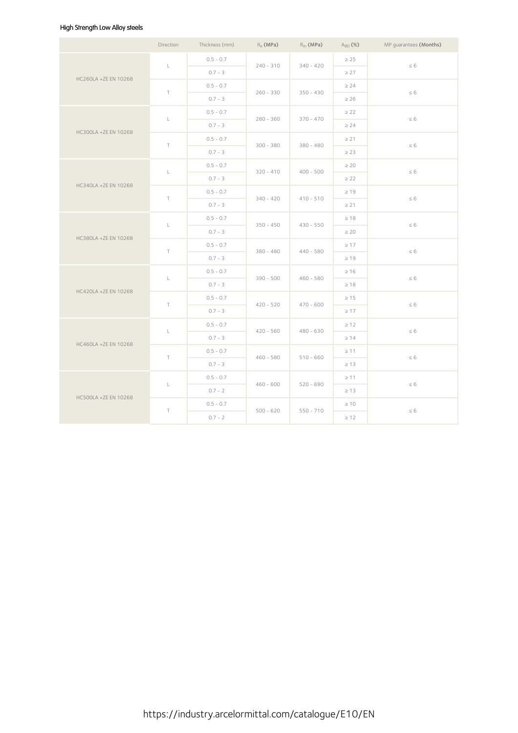#### High Strength Low Alloy steels

| | Direction | Thickness (mm) | $R_e$ (MPa) | $R_m$ (MPa) | $A_{80}$ (%) | MP guarantees (Months) |
|---|---|---|---|---|---|---|
| HC260LA +ZE EN 10268 | L | 0.5 - 0.7 | 240 - 310 | 340 - 420 | ≥ 25 | ≤ 6 |
| | | 0.7 - 3 | | | ≥ 27 | |
| | T | 0.5 - 0.7 | 260 - 330 | 350 - 430 | ≥ 24 | ≤ 6 |
| | | 0.7 - 3 | | | ≥ 26 | |
| HC300LA +ZE EN 10268 | L | 0.5 - 0.7 | 280 - 360 | 370 - 470 | ≥ 22 | ≤ 6 |
| | | 0.7 - 3 | | | ≥ 24 | |
| | T | 0.5 - 0.7 | 300 - 380 | 380 - 480 | ≥ 21 | ≤ 6 |
| | | 0.7 - 3 | | | ≥ 23 | |
| HC340LA +ZE EN 10268 | L | 0.5 - 0.7 | 320 - 410 | 400 - 500 | ≥ 20 | ≤ 6 |
| | | 0.7 - 3 | | | ≥ 22 | |
| | T | 0.5 - 0.7 | 340 - 420 | 410 - 510 | ≥ 19 | ≤ 6 |
| | | 0.7 - 3 | | | ≥ 21 | |
| HC380LA +ZE EN 10268 | L | 0.5 - 0.7 | 350 - 450 | 430 - 550 | ≥ 18 | ≤ 6 |
| | | 0.7 - 3 | | | ≥ 20 | |
| | T | 0.5 - 0.7 | 380 - 480 | 440 - 580 | ≥ 17 | ≤ 6 |
| | | 0.7 - 3 | | | ≥ 19 | |
| HC420LA +ZE EN 10268 | L | 0.5 - 0.7 | 390 - 500 | 460 - 580 | ≥ 16 | ≤ 6 |
| | | 0.7 - 3 | | | ≥ 18 | |
| | T | 0.5 - 0.7 | 420 - 520 | 470 - 600 | ≥ 15 | ≤ 6 |
| | | 0.7 - 3 | | | ≥ 17 | |
| HC460LA +ZE EN 10268 | L | 0.5 - 0.7 | 420 - 560 | 480 - 630 | ≥ 12 | ≤ 6 |
| | | 0.7 - 3 | | | ≥ 14 | |
| | T | 0.5 - 0.7 | 460 - 580 | 510 - 660 | ≥ 11 | ≤ 6 |
| | | 0.7 - 3 | | | ≥ 13 | |
| HC500LA +ZE EN 10268 | L | 0.5 - 0.7 | 460 - 600 | 520 - 690 | ≥ 11 | ≤ 6 |
| | | 0.7 - 2 | | | ≥ 13 | |
| | T | 0.5 - 0.7 | 500 - 620 | 550 - 710 | ≥ 10 | ≤ 6 |
| | | 0.7 - 2 | | | ≥ 12 | |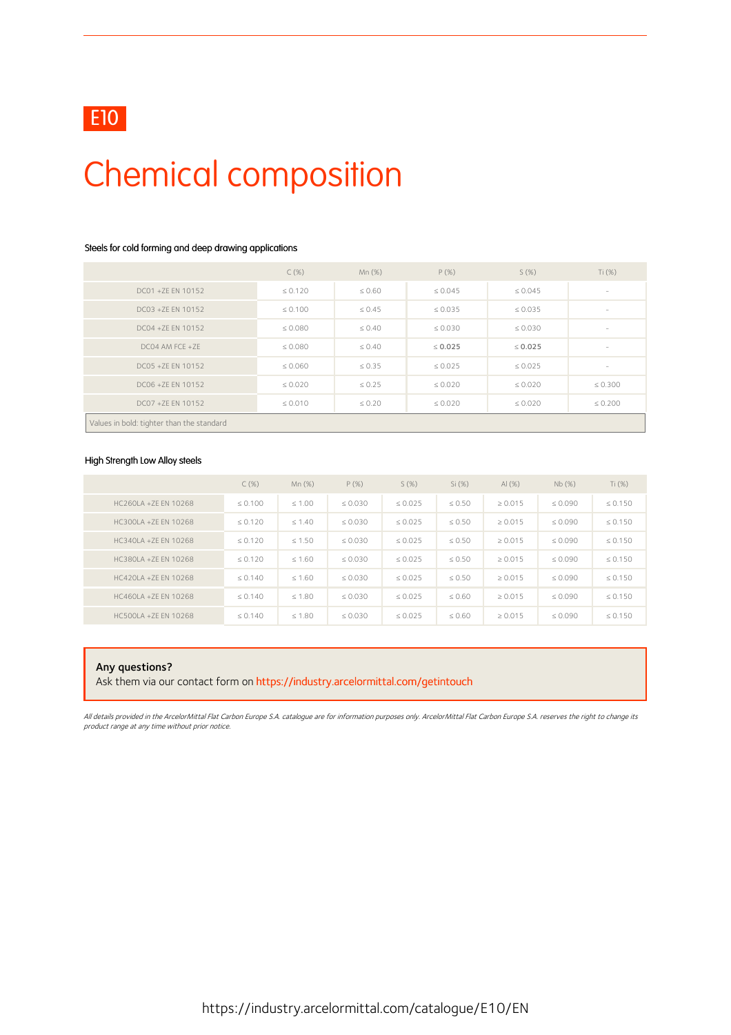E10

# Chemical composition

### Steels for cold forming and deep drawing applications

| | C (%) | Mn (%) | P (%) | S (%) | Ti (%) |
|---|---|---|---|---|---|
| DC01 +ZE EN 10152 | ≤ 0.120 | ≤ 0.60 | ≤ 0.045 | ≤ 0.045 | - |
| DC03 +ZE EN 10152 | ≤ 0.100 | ≤ 0.45 | ≤ 0.035 | ≤ 0.035 | - |
| DC04 +ZE EN 10152 | ≤ 0.080 | ≤ 0.40 | ≤ 0.030 | ≤ 0.030 | - |
| DC04 AM FCE +ZE | ≤ 0.080 | ≤ 0.40 | ≤ **0.025** | ≤ **0.025** | - |
| DC05 +ZE EN 10152 | ≤ 0.060 | ≤ 0.35 | ≤ 0.025 | ≤ 0.025 | - |
| DC06 +ZE EN 10152 | ≤ 0.020 | ≤ 0.25 | ≤ 0.020 | ≤ 0.020 | ≤ 0.300 |
| DC07 +ZE EN 10152 | ≤ 0.010 | ≤ 0.20 | ≤ 0.020 | ≤ 0.020 | ≤ 0.200 |

Values in bold: tighter than the standard

### High Strength Low Alloy steels

| | C (%) | Mn (%) | P (%) | S (%) | Si (%) | Al (%) | Nb (%) | Ti (%) |
|---|---|---|---|---|---|---|---|---|
| HC260LA +ZE EN 10268 | ≤ 0.100 | ≤ 1.00 | ≤ 0.030 | ≤ 0.025 | ≤ 0.50 | ≥ 0.015 | ≤ 0.090 | ≤ 0.150 |
| HC300LA +ZE EN 10268 | ≤ 0.120 | ≤ 1.40 | ≤ 0.030 | ≤ 0.025 | ≤ 0.50 | ≥ 0.015 | ≤ 0.090 | ≤ 0.150 |
| HC340LA +ZE EN 10268 | ≤ 0.120 | ≤ 1.50 | ≤ 0.030 | ≤ 0.025 | ≤ 0.50 | ≥ 0.015 | ≤ 0.090 | ≤ 0.150 |
| HC380LA +ZE EN 10268 | ≤ 0.120 | ≤ 1.60 | ≤ 0.030 | ≤ 0.025 | ≤ 0.50 | ≥ 0.015 | ≤ 0.090 | ≤ 0.150 |
| HC420LA +ZE EN 10268 | ≤ 0.140 | ≤ 1.60 | ≤ 0.030 | ≤ 0.025 | ≤ 0.50 | ≥ 0.015 | ≤ 0.090 | ≤ 0.150 |
| HC460LA +ZE EN 10268 | ≤ 0.140 | ≤ 1.80 | ≤ 0.030 | ≤ 0.025 | ≤ 0.60 | ≥ 0.015 | ≤ 0.090 | ≤ 0.150 |
| HC500LA +ZE EN 10268 | ≤ 0.140 | ≤ 1.80 | ≤ 0.030 | ≤ 0.025 | ≤ 0.60 | ≥ 0.015 | ≤ 0.090 | ≤ 0.150 |

**Any questions?**
Ask them via our contact form on https://industry.arcelormittal.com/getintouch

*All details provided in the ArcelorMittal Flat Carbon Europe S.A. catalogue are for information purposes only. ArcelorMittal Flat Carbon Europe S.A. reserves the right to change its product range at any time without prior notice.*